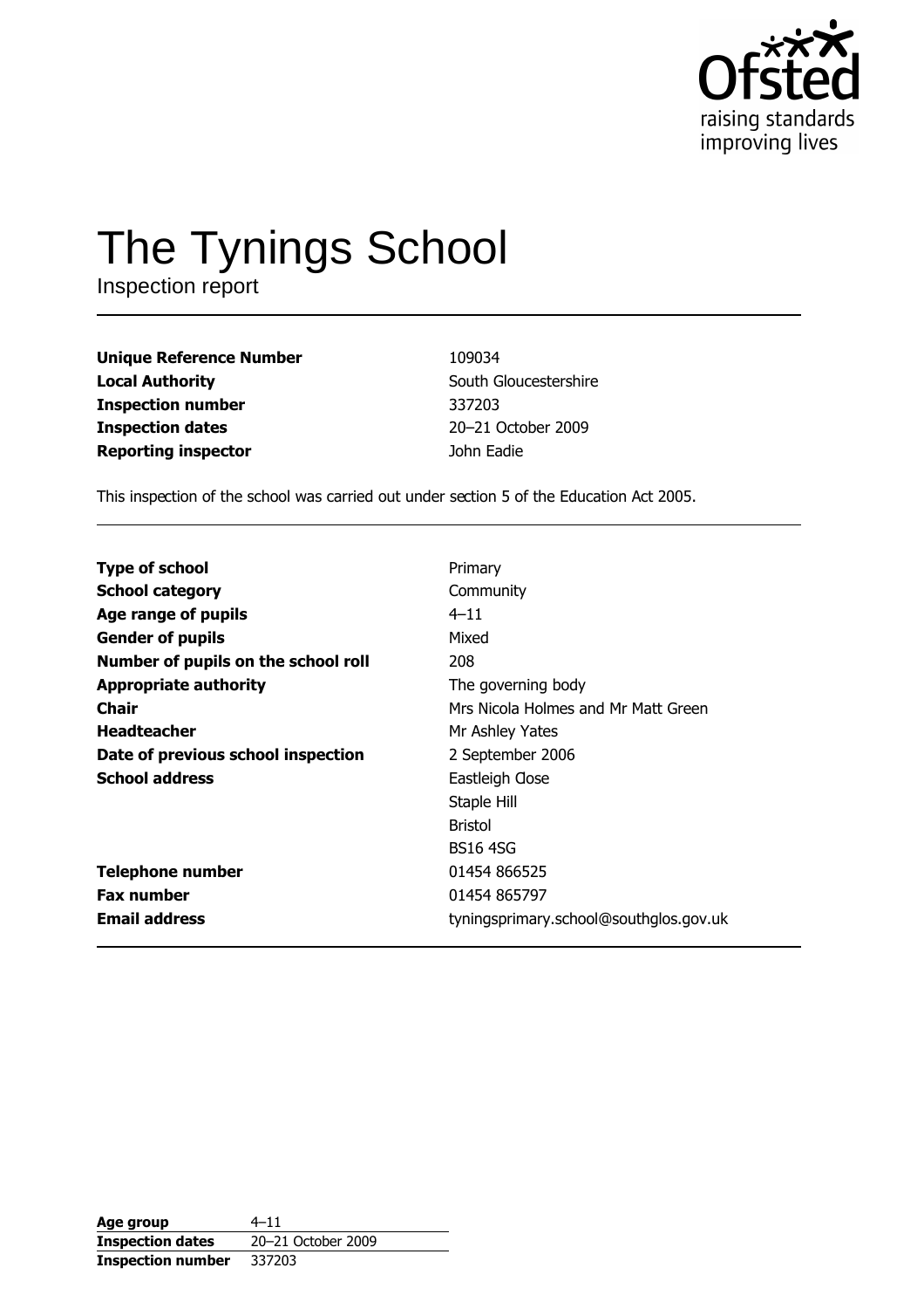Ofsted
raising standards
improving lives

# The Tynings School

Inspection report

| | |
|---|---|
| **Unique Reference Number** | 109034 |
| **Local Authority** | South Gloucestershire |
| **Inspection number** | 337203 |
| **Inspection dates** | 20–21 October 2009 |
| **Reporting inspector** | John Eadie |

This inspection of the school was carried out under section 5 of the Education Act 2005.

| | |
|---|---|
| **Type of school** | Primary |
| **School category** | Community |
| **Age range of pupils** | 4–11 |
| **Gender of pupils** | Mixed |
| **Number of pupils on the school roll** | 208 |
| **Appropriate authority** | The governing body |
| **Chair** | Mrs Nicola Holmes and Mr Matt Green |
| **Headteacher** | Mr Ashley Yates |
| **Date of previous school inspection** | 2 September 2006 |
| **School address** | Eastleigh Close<br>Staple Hill<br>Bristol<br>BS16 4SG |
| **Telephone number** | 01454 866525 |
| **Fax number** | 01454 865797 |
| **Email address** | tyningsprimary.school@southglos.gov.uk |

| | |
|---|---|
| **Age group** | 4–11 |
| **Inspection dates** | 20–21 October 2009 |
| **Inspection number** | 337203 |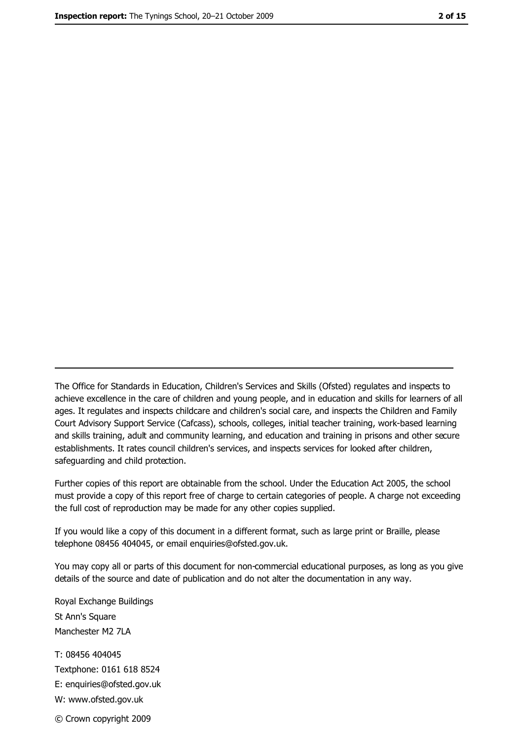The Office for Standards in Education, Children's Services and Skills (Ofsted) regulates and inspects to achieve excellence in the care of children and young people, and in education and skills for learners of all ages. It regulates and inspects childcare and children's social care, and inspects the Children and Family Court Advisory Support Service (Cafcass), schools, colleges, initial teacher training, work-based learning and skills training, adult and community learning, and education and training in prisons and other secure establishments. It rates council children's services, and inspects services for looked after children, safeguarding and child protection.

Further copies of this report are obtainable from the school. Under the Education Act 2005, the school must provide a copy of this report free of charge to certain categories of people. A charge not exceeding the full cost of reproduction may be made for any other copies supplied.

If you would like a copy of this document in a different format, such as large print or Braille, please telephone 08456 404045, or email enquiries@ofsted.gov.uk.

You may copy all or parts of this document for non-commercial educational purposes, as long as you give details of the source and date of publication and do not alter the documentation in any way.

Royal Exchange Buildings
St Ann's Square
Manchester M2 7LA

T: 08456 404045
Textphone: 0161 618 8524
E: enquiries@ofsted.gov.uk
W: www.ofsted.gov.uk

© Crown copyright 2009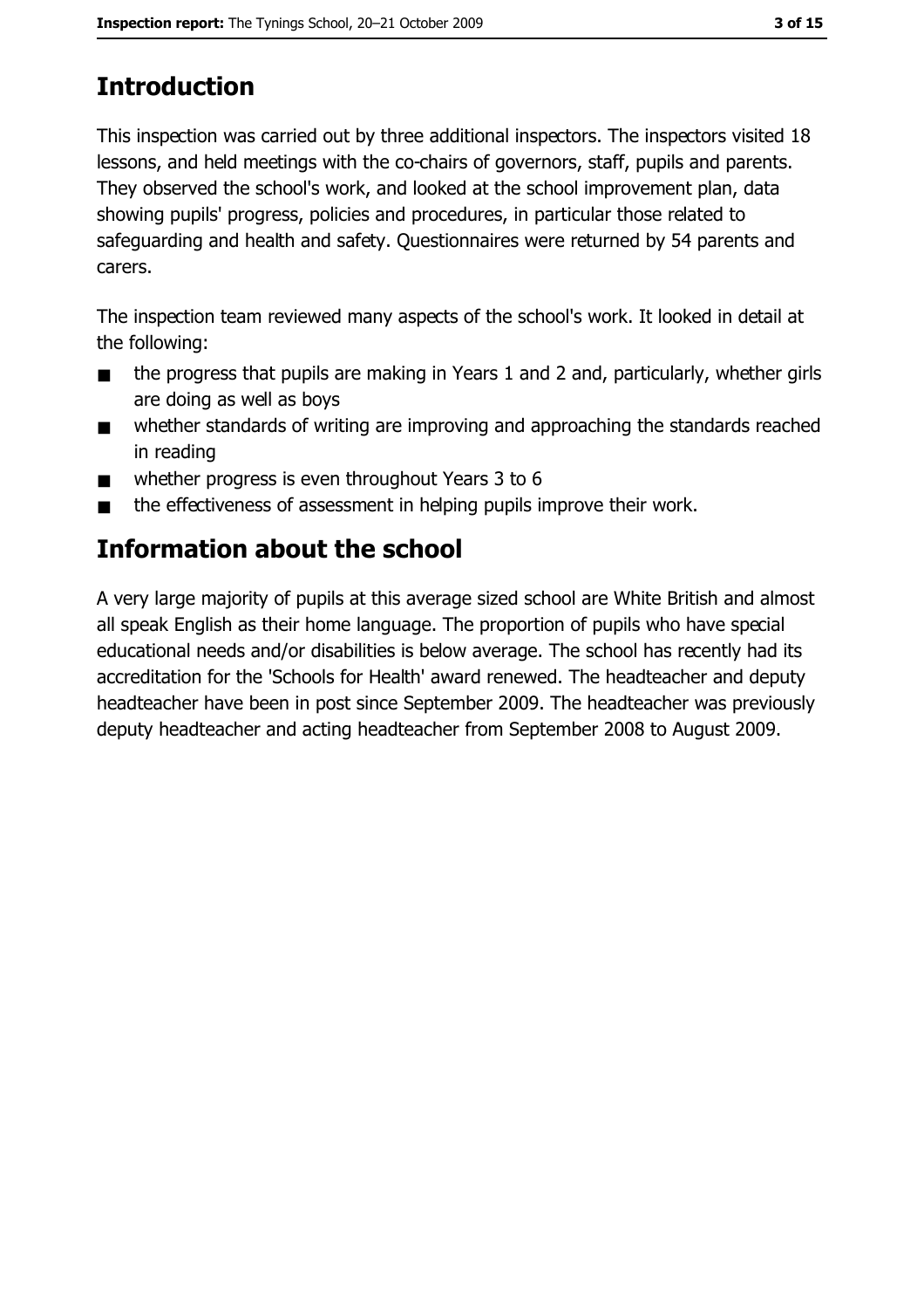# Introduction

This inspection was carried out by three additional inspectors. The inspectors visited 18 lessons, and held meetings with the co-chairs of governors, staff, pupils and parents. They observed the school's work, and looked at the school improvement plan, data showing pupils' progress, policies and procedures, in particular those related to safeguarding and health and safety. Questionnaires were returned by 54 parents and carers.

The inspection team reviewed many aspects of the school's work. It looked in detail at the following:

- the progress that pupils are making in Years 1 and 2 and, particularly, whether girls are doing as well as boys
- whether standards of writing are improving and approaching the standards reached in reading
- whether progress is even throughout Years 3 to 6
- the effectiveness of assessment in helping pupils improve their work.

# Information about the school

A very large majority of pupils at this average sized school are White British and almost all speak English as their home language. The proportion of pupils who have special educational needs and/or disabilities is below average. The school has recently had its accreditation for the 'Schools for Health' award renewed. The headteacher and deputy headteacher have been in post since September 2009. The headteacher was previously deputy headteacher and acting headteacher from September 2008 to August 2009.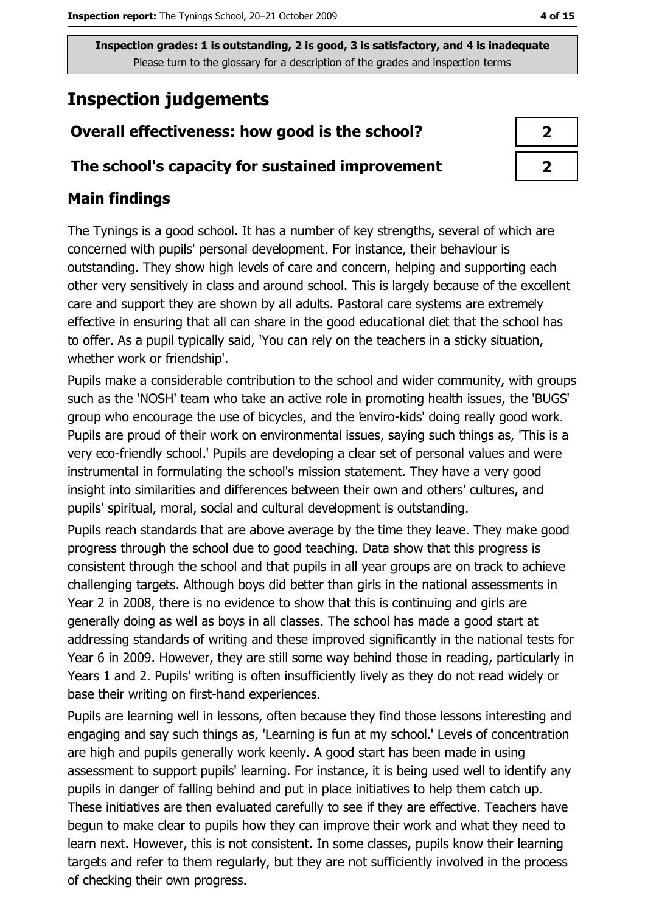Inspection grades: 1 is outstanding, 2 is good, 3 is satisfactory, and 4 is inadequate
Please turn to the glossary for a description of the grades and inspection terms

# Inspection judgements

| Overall effectiveness: how good is the school? | 2 |
| --- | --- |
| The school's capacity for sustained improvement | 2 |

## Main findings

The Tynings is a good school. It has a number of key strengths, several of which are concerned with pupils' personal development. For instance, their behaviour is outstanding. They show high levels of care and concern, helping and supporting each other very sensitively in class and around school. This is largely because of the excellent care and support they are shown by all adults. Pastoral care systems are extremely effective in ensuring that all can share in the good educational diet that the school has to offer. As a pupil typically said, 'You can rely on the teachers in a sticky situation, whether work or friendship'.

Pupils make a considerable contribution to the school and wider community, with groups such as the 'NOSH' team who take an active role in promoting health issues, the 'BUGS' group who encourage the use of bicycles, and the 'enviro-kids' doing really good work. Pupils are proud of their work on environmental issues, saying such things as, 'This is a very eco-friendly school.' Pupils are developing a clear set of personal values and were instrumental in formulating the school's mission statement. They have a very good insight into similarities and differences between their own and others' cultures, and pupils' spiritual, moral, social and cultural development is outstanding.

Pupils reach standards that are above average by the time they leave. They make good progress through the school due to good teaching. Data show that this progress is consistent through the school and that pupils in all year groups are on track to achieve challenging targets. Although boys did better than girls in the national assessments in Year 2 in 2008, there is no evidence to show that this is continuing and girls are generally doing as well as boys in all classes. The school has made a good start at addressing standards of writing and these improved significantly in the national tests for Year 6 in 2009. However, they are still some way behind those in reading, particularly in Years 1 and 2. Pupils' writing is often insufficiently lively as they do not read widely or base their writing on first-hand experiences.

Pupils are learning well in lessons, often because they find those lessons interesting and engaging and say such things as, 'Learning is fun at my school.' Levels of concentration are high and pupils generally work keenly. A good start has been made in using assessment to support pupils' learning. For instance, it is being used well to identify any pupils in danger of falling behind and put in place initiatives to help them catch up. These initiatives are then evaluated carefully to see if they are effective. Teachers have begun to make clear to pupils how they can improve their work and what they need to learn next. However, this is not consistent. In some classes, pupils know their learning targets and refer to them regularly, but they are not sufficiently involved in the process of checking their own progress.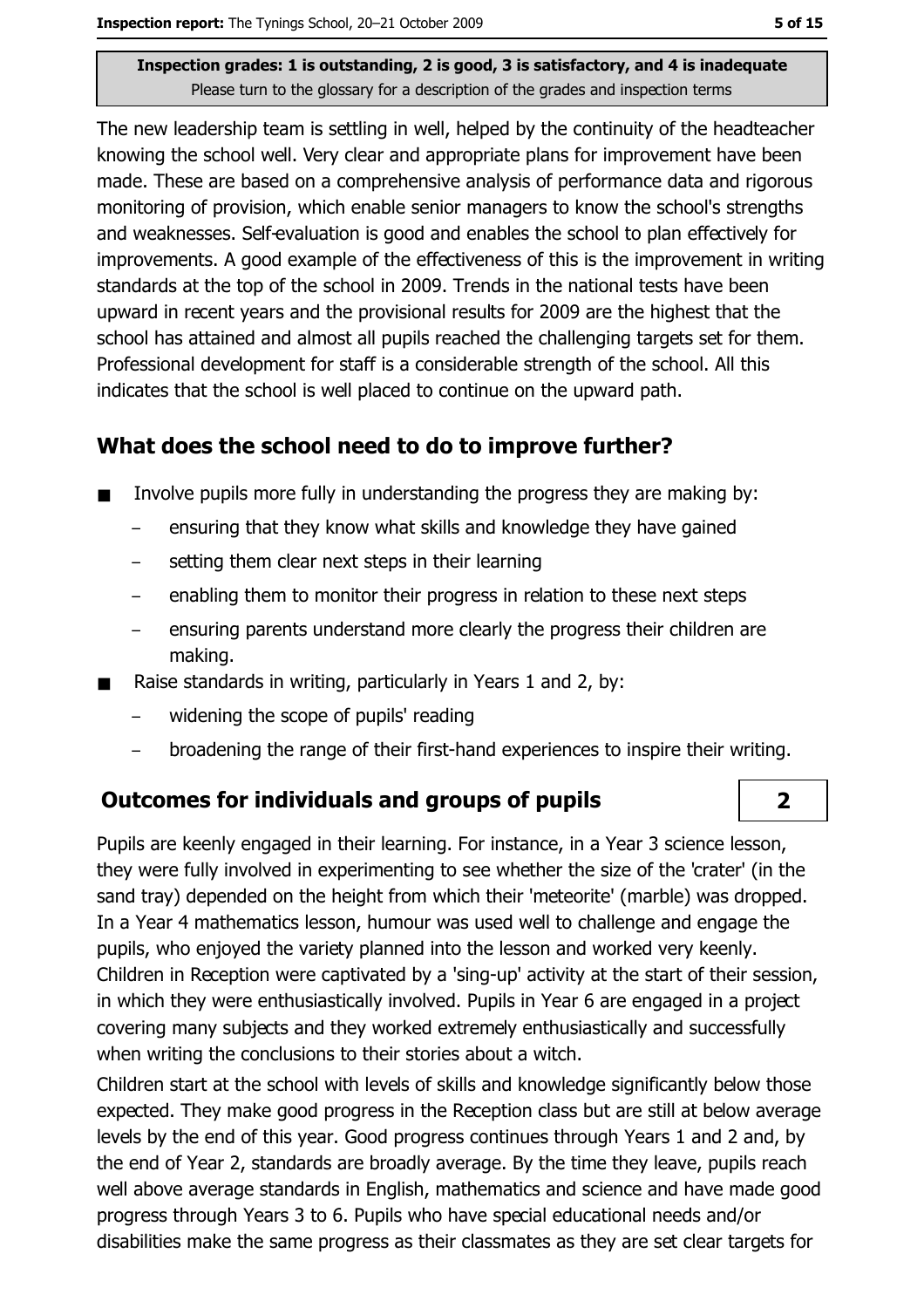**Inspection grades: 1 is outstanding, 2 is good, 3 is satisfactory, and 4 is inadequate**
Please turn to the glossary for a description of the grades and inspection terms

The new leadership team is settling in well, helped by the continuity of the headteacher knowing the school well. Very clear and appropriate plans for improvement have been made. These are based on a comprehensive analysis of performance data and rigorous monitoring of provision, which enable senior managers to know the school's strengths and weaknesses. Self-evaluation is good and enables the school to plan effectively for improvements. A good example of the effectiveness of this is the improvement in writing standards at the top of the school in 2009. Trends in the national tests have been upward in recent years and the provisional results for 2009 are the highest that the school has attained and almost all pupils reached the challenging targets set for them. Professional development for staff is a considerable strength of the school. All this indicates that the school is well placed to continue on the upward path.

## What does the school need to do to improve further?

- Involve pupils more fully in understanding the progress they are making by:
  - ensuring that they know what skills and knowledge they have gained
  - setting them clear next steps in their learning
  - enabling them to monitor their progress in relation to these next steps
  - ensuring parents understand more clearly the progress their children are making.
- Raise standards in writing, particularly in Years 1 and 2, by:
  - widening the scope of pupils' reading
  - broadening the range of their first-hand experiences to inspire their writing.

## Outcomes for individuals and groups of pupils — 2

Pupils are keenly engaged in their learning. For instance, in a Year 3 science lesson, they were fully involved in experimenting to see whether the size of the 'crater' (in the sand tray) depended on the height from which their 'meteorite' (marble) was dropped. In a Year 4 mathematics lesson, humour was used well to challenge and engage the pupils, who enjoyed the variety planned into the lesson and worked very keenly. Children in Reception were captivated by a 'sing-up' activity at the start of their session, in which they were enthusiastically involved. Pupils in Year 6 are engaged in a project covering many subjects and they worked extremely enthusiastically and successfully when writing the conclusions to their stories about a witch.

Children start at the school with levels of skills and knowledge significantly below those expected. They make good progress in the Reception class but are still at below average levels by the end of this year. Good progress continues through Years 1 and 2 and, by the end of Year 2, standards are broadly average. By the time they leave, pupils reach well above average standards in English, mathematics and science and have made good progress through Years 3 to 6. Pupils who have special educational needs and/or disabilities make the same progress as their classmates as they are set clear targets for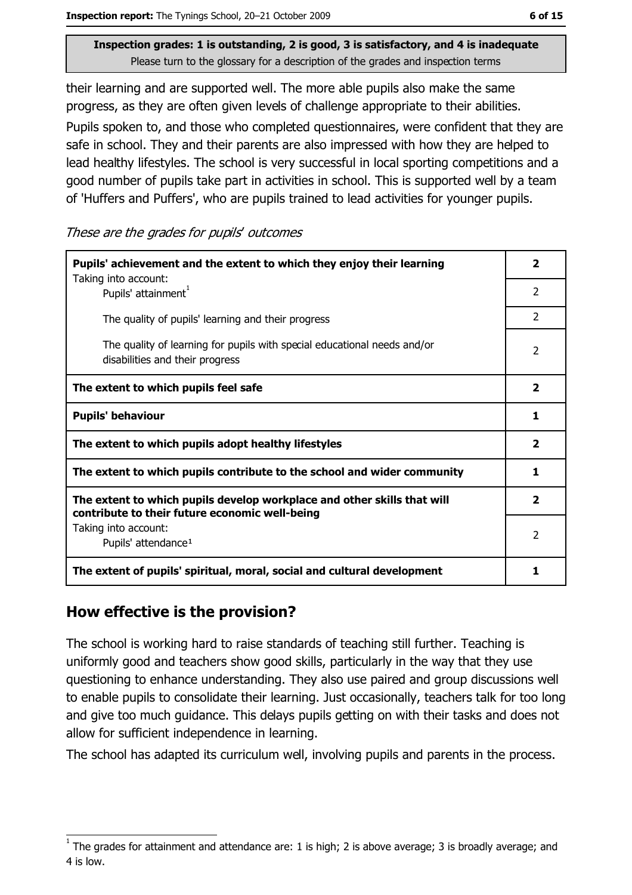Inspection grades: 1 is outstanding, 2 is good, 3 is satisfactory, and 4 is inadequate
Please turn to the glossary for a description of the grades and inspection terms

their learning and are supported well. The more able pupils also make the same progress, as they are often given levels of challenge appropriate to their abilities.

Pupils spoken to, and those who completed questionnaires, were confident that they are safe in school. They and their parents are also impressed with how they are helped to lead healthy lifestyles. The school is very successful in local sporting competitions and a good number of pupils take part in activities in school. This is supported well by a team of 'Huffers and Puffers', who are pupils trained to lead activities for younger pupils.

*These are the grades for pupils' outcomes*

| | |
|---|---|
| **Pupils' achievement and the extent to which they enjoy their learning** | **2** |
| Taking into account: Pupils' attainment[1] | 2 |
| The quality of pupils' learning and their progress | 2 |
| The quality of learning for pupils with special educational needs and/or disabilities and their progress | 2 |
| **The extent to which pupils feel safe** | **2** |
| **Pupils' behaviour** | **1** |
| **The extent to which pupils adopt healthy lifestyles** | **2** |
| **The extent to which pupils contribute to the school and wider community** | **1** |
| **The extent to which pupils develop workplace and other skills that will contribute to their future economic well-being** | **2** |
| Taking into account: Pupils' attendance[1] | 2 |
| **The extent of pupils' spiritual, moral, social and cultural development** | **1** |

## How effective is the provision?

The school is working hard to raise standards of teaching still further. Teaching is uniformly good and teachers show good skills, particularly in the way that they use questioning to enhance understanding. They also use paired and group discussions well to enable pupils to consolidate their learning. Just occasionally, teachers talk for too long and give too much guidance. This delays pupils getting on with their tasks and does not allow for sufficient independence in learning.

The school has adapted its curriculum well, involving pupils and parents in the process.

[1] The grades for attainment and attendance are: 1 is high; 2 is above average; 3 is broadly average; and 4 is low.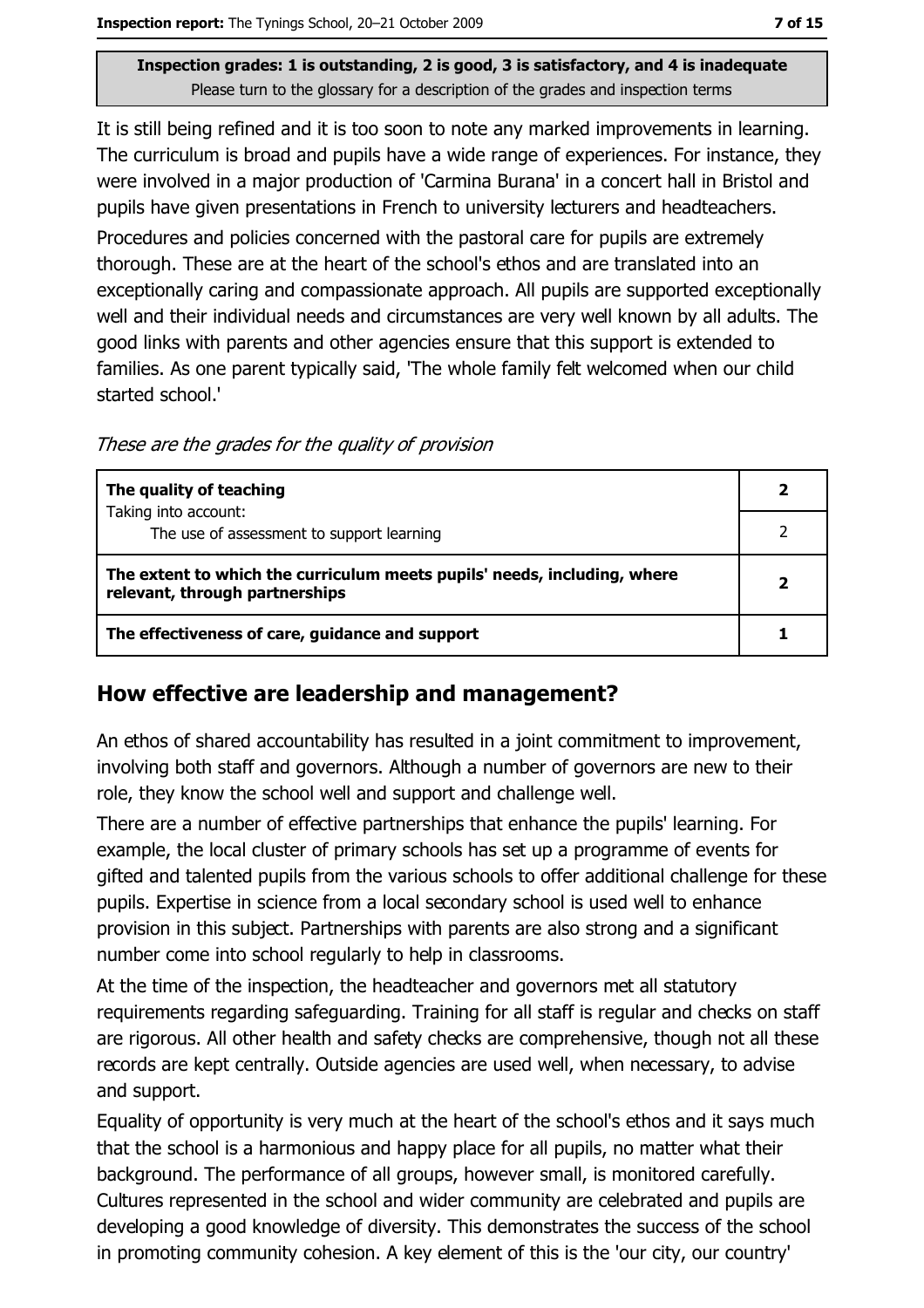Inspection grades: 1 is outstanding, 2 is good, 3 is satisfactory, and 4 is inadequate
Please turn to the glossary for a description of the grades and inspection terms

It is still being refined and it is too soon to note any marked improvements in learning. The curriculum is broad and pupils have a wide range of experiences. For instance, they were involved in a major production of 'Carmina Burana' in a concert hall in Bristol and pupils have given presentations in French to university lecturers and headteachers.

Procedures and policies concerned with the pastoral care for pupils are extremely thorough. These are at the heart of the school's ethos and are translated into an exceptionally caring and compassionate approach. All pupils are supported exceptionally well and their individual needs and circumstances are very well known by all adults. The good links with parents and other agencies ensure that this support is extended to families. As one parent typically said, 'The whole family felt welcomed when our child started school.'

*These are the grades for the quality of provision*

| | |
|---|---|
| **The quality of teaching** | **2** |
| Taking into account: The use of assessment to support learning | 2 |
| **The extent to which the curriculum meets pupils' needs, including, where relevant, through partnerships** | **2** |
| **The effectiveness of care, guidance and support** | **1** |

## How effective are leadership and management?

An ethos of shared accountability has resulted in a joint commitment to improvement, involving both staff and governors. Although a number of governors are new to their role, they know the school well and support and challenge well.

There are a number of effective partnerships that enhance the pupils' learning. For example, the local cluster of primary schools has set up a programme of events for gifted and talented pupils from the various schools to offer additional challenge for these pupils. Expertise in science from a local secondary school is used well to enhance provision in this subject. Partnerships with parents are also strong and a significant number come into school regularly to help in classrooms.

At the time of the inspection, the headteacher and governors met all statutory requirements regarding safeguarding. Training for all staff is regular and checks on staff are rigorous. All other health and safety checks are comprehensive, though not all these records are kept centrally. Outside agencies are used well, when necessary, to advise and support.

Equality of opportunity is very much at the heart of the school's ethos and it says much that the school is a harmonious and happy place for all pupils, no matter what their background. The performance of all groups, however small, is monitored carefully. Cultures represented in the school and wider community are celebrated and pupils are developing a good knowledge of diversity. This demonstrates the success of the school in promoting community cohesion. A key element of this is the 'our city, our country'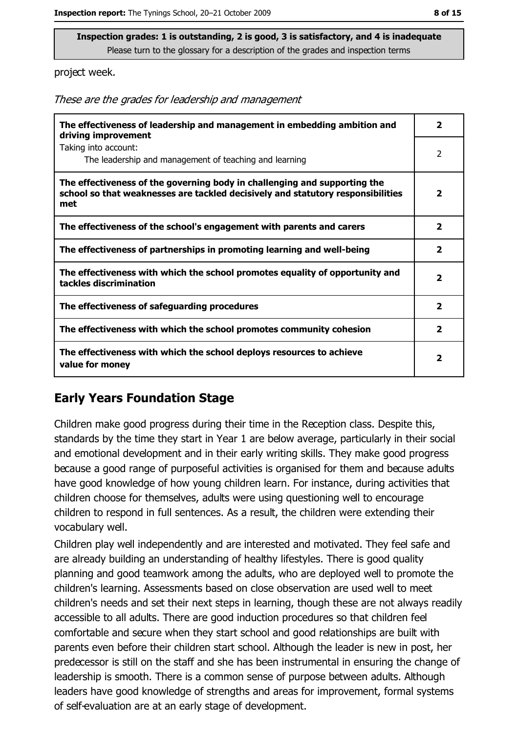**Inspection grades: 1 is outstanding, 2 is good, 3 is satisfactory, and 4 is inadequate**
Please turn to the glossary for a description of the grades and inspection terms

project week.

*These are the grades for leadership and management*

| | |
|---|---|
| **The effectiveness of leadership and management in embedding ambition and driving improvement** | **2** |
| Taking into account: The leadership and management of teaching and learning | 2 |
| **The effectiveness of the governing body in challenging and supporting the school so that weaknesses are tackled decisively and statutory responsibilities met** | **2** |
| **The effectiveness of the school's engagement with parents and carers** | **2** |
| **The effectiveness of partnerships in promoting learning and well-being** | **2** |
| **The effectiveness with which the school promotes equality of opportunity and tackles discrimination** | **2** |
| **The effectiveness of safeguarding procedures** | **2** |
| **The effectiveness with which the school promotes community cohesion** | **2** |
| **The effectiveness with which the school deploys resources to achieve value for money** | **2** |

## Early Years Foundation Stage

Children make good progress during their time in the Reception class. Despite this, standards by the time they start in Year 1 are below average, particularly in their social and emotional development and in their early writing skills. They make good progress because a good range of purposeful activities is organised for them and because adults have good knowledge of how young children learn. For instance, during activities that children choose for themselves, adults were using questioning well to encourage children to respond in full sentences. As a result, the children were extending their vocabulary well.

Children play well independently and are interested and motivated. They feel safe and are already building an understanding of healthy lifestyles. There is good quality planning and good teamwork among the adults, who are deployed well to promote the children's learning. Assessments based on close observation are used well to meet children's needs and set their next steps in learning, though these are not always readily accessible to all adults. There are good induction procedures so that children feel comfortable and secure when they start school and good relationships are built with parents even before their children start school. Although the leader is new in post, her predecessor is still on the staff and she has been instrumental in ensuring the change of leadership is smooth. There is a common sense of purpose between adults. Although leaders have good knowledge of strengths and areas for improvement, formal systems of self-evaluation are at an early stage of development.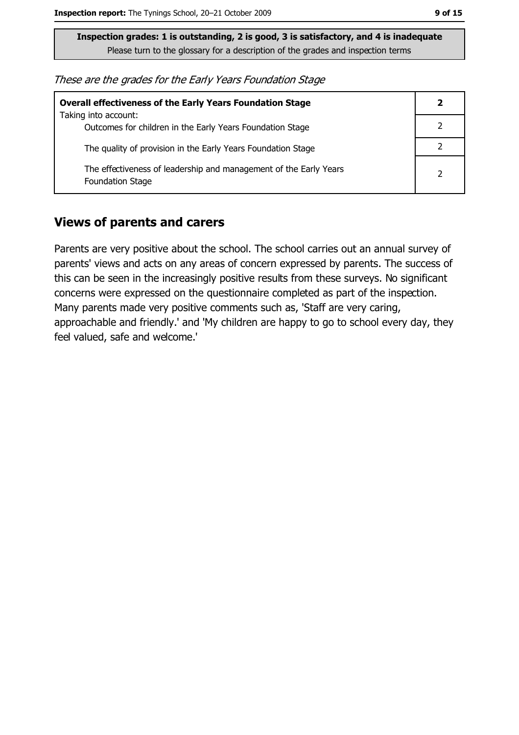**Inspection grades: 1 is outstanding, 2 is good, 3 is satisfactory, and 4 is inadequate**
Please turn to the glossary for a description of the grades and inspection terms

*These are the grades for the Early Years Foundation Stage*

| | |
|---|---|
| **Overall effectiveness of the Early Years Foundation Stage**<br>Taking into account: | **2** |
| Outcomes for children in the Early Years Foundation Stage | 2 |
| The quality of provision in the Early Years Foundation Stage | 2 |
| The effectiveness of leadership and management of the Early Years Foundation Stage | 2 |

## Views of parents and carers

Parents are very positive about the school. The school carries out an annual survey of parents' views and acts on any areas of concern expressed by parents. The success of this can be seen in the increasingly positive results from these surveys. No significant concerns were expressed on the questionnaire completed as part of the inspection. Many parents made very positive comments such as, 'Staff are very caring, approachable and friendly.' and 'My children are happy to go to school every day, they feel valued, safe and welcome.'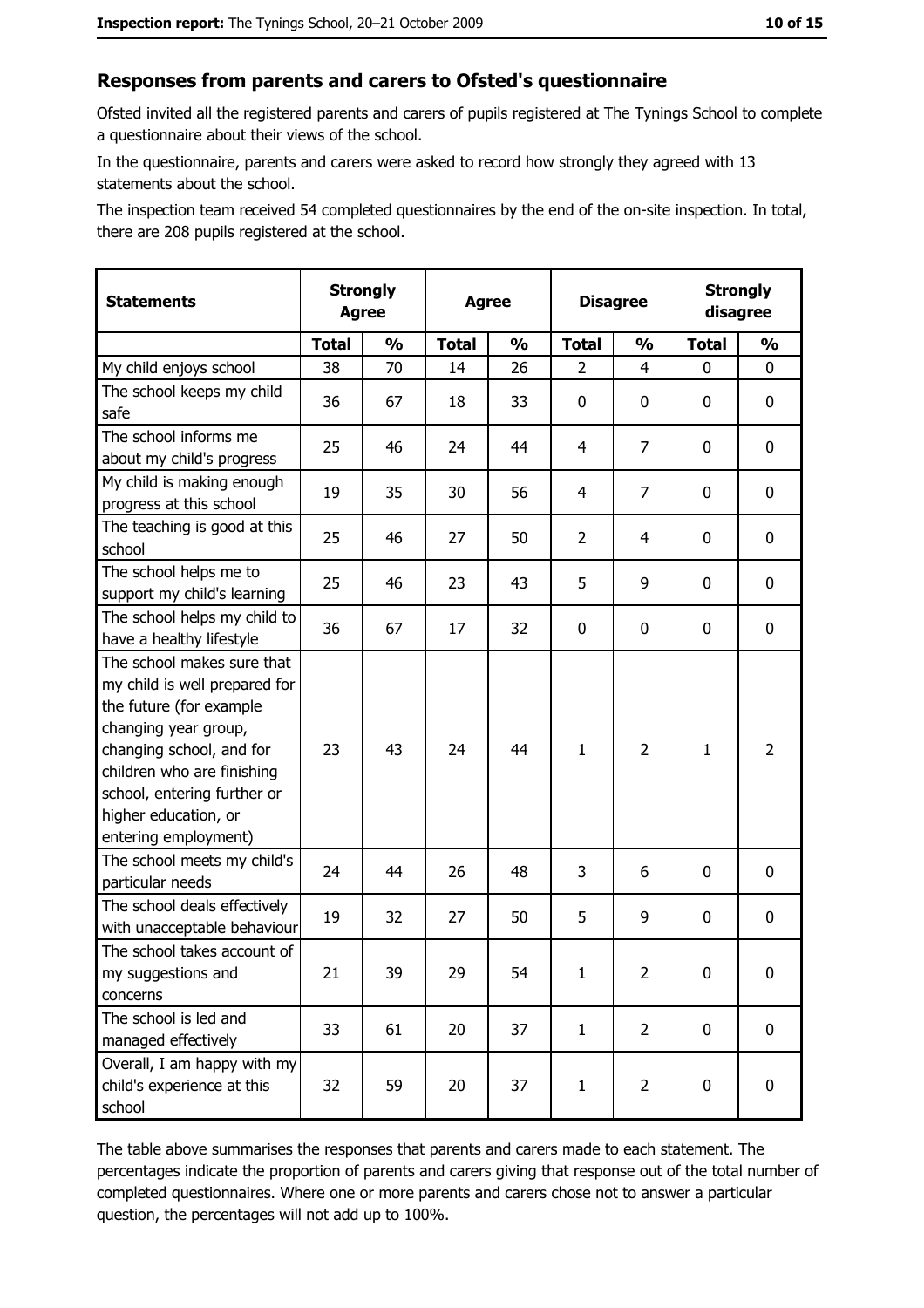## Responses from parents and carers to Ofsted's questionnaire

Ofsted invited all the registered parents and carers of pupils registered at The Tynings School to complete a questionnaire about their views of the school.

In the questionnaire, parents and carers were asked to record how strongly they agreed with 13 statements about the school.

The inspection team received 54 completed questionnaires by the end of the on-site inspection. In total, there are 208 pupils registered at the school.

| Statements | Strongly Agree | | Agree | | Disagree | | Strongly disagree | |
|---|---|---|---|---|---|---|---|---|
| | Total | % | Total | % | Total | % | Total | % |
| My child enjoys school | 38 | 70 | 14 | 26 | 2 | 4 | 0 | 0 |
| The school keeps my child safe | 36 | 67 | 18 | 33 | 0 | 0 | 0 | 0 |
| The school informs me about my child's progress | 25 | 46 | 24 | 44 | 4 | 7 | 0 | 0 |
| My child is making enough progress at this school | 19 | 35 | 30 | 56 | 4 | 7 | 0 | 0 |
| The teaching is good at this school | 25 | 46 | 27 | 50 | 2 | 4 | 0 | 0 |
| The school helps me to support my child's learning | 25 | 46 | 23 | 43 | 5 | 9 | 0 | 0 |
| The school helps my child to have a healthy lifestyle | 36 | 67 | 17 | 32 | 0 | 0 | 0 | 0 |
| The school makes sure that my child is well prepared for the future (for example changing year group, changing school, and for children who are finishing school, entering further or higher education, or entering employment) | 23 | 43 | 24 | 44 | 1 | 2 | 1 | 2 |
| The school meets my child's particular needs | 24 | 44 | 26 | 48 | 3 | 6 | 0 | 0 |
| The school deals effectively with unacceptable behaviour | 19 | 32 | 27 | 50 | 5 | 9 | 0 | 0 |
| The school takes account of my suggestions and concerns | 21 | 39 | 29 | 54 | 1 | 2 | 0 | 0 |
| The school is led and managed effectively | 33 | 61 | 20 | 37 | 1 | 2 | 0 | 0 |
| Overall, I am happy with my child's experience at this school | 32 | 59 | 20 | 37 | 1 | 2 | 0 | 0 |

The table above summarises the responses that parents and carers made to each statement. The percentages indicate the proportion of parents and carers giving that response out of the total number of completed questionnaires. Where one or more parents and carers chose not to answer a particular question, the percentages will not add up to 100%.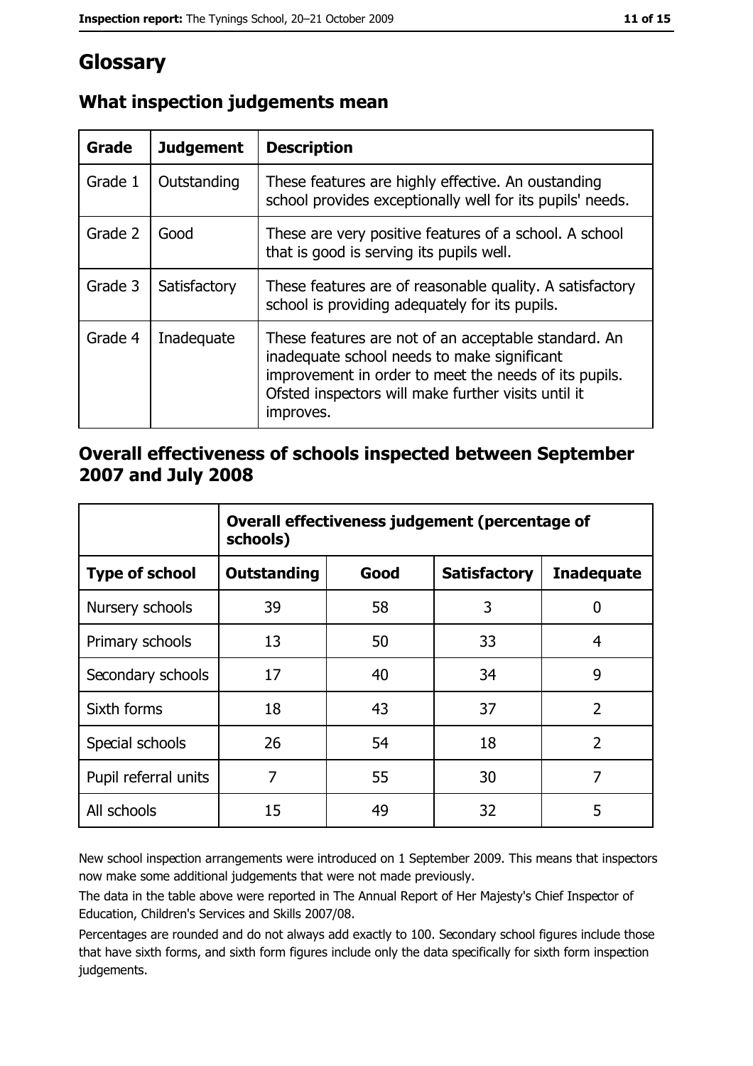# Glossary

## What inspection judgements mean

| Grade | Judgement | Description |
|---|---|---|
| Grade 1 | Outstanding | These features are highly effective. An oustanding school provides exceptionally well for its pupils' needs. |
| Grade 2 | Good | These are very positive features of a school. A school that is good is serving its pupils well. |
| Grade 3 | Satisfactory | These features are of reasonable quality. A satisfactory school is providing adequately for its pupils. |
| Grade 4 | Inadequate | These features are not of an acceptable standard. An inadequate school needs to make significant improvement in order to meet the needs of its pupils. Ofsted inspectors will make further visits until it improves. |

## Overall effectiveness of schools inspected between September 2007 and July 2008

| | Overall effectiveness judgement (percentage of schools) | | | |
|---|---|---|---|---|
| **Type of school** | **Outstanding** | **Good** | **Satisfactory** | **Inadequate** |
| Nursery schools | 39 | 58 | 3 | 0 |
| Primary schools | 13 | 50 | 33 | 4 |
| Secondary schools | 17 | 40 | 34 | 9 |
| Sixth forms | 18 | 43 | 37 | 2 |
| Special schools | 26 | 54 | 18 | 2 |
| Pupil referral units | 7 | 55 | 30 | 7 |
| All schools | 15 | 49 | 32 | 5 |

New school inspection arrangements were introduced on 1 September 2009. This means that inspectors now make some additional judgements that were not made previously.

The data in the table above were reported in The Annual Report of Her Majesty's Chief Inspector of Education, Children's Services and Skills 2007/08.

Percentages are rounded and do not always add exactly to 100. Secondary school figures include those that have sixth forms, and sixth form figures include only the data specifically for sixth form inspection judgements.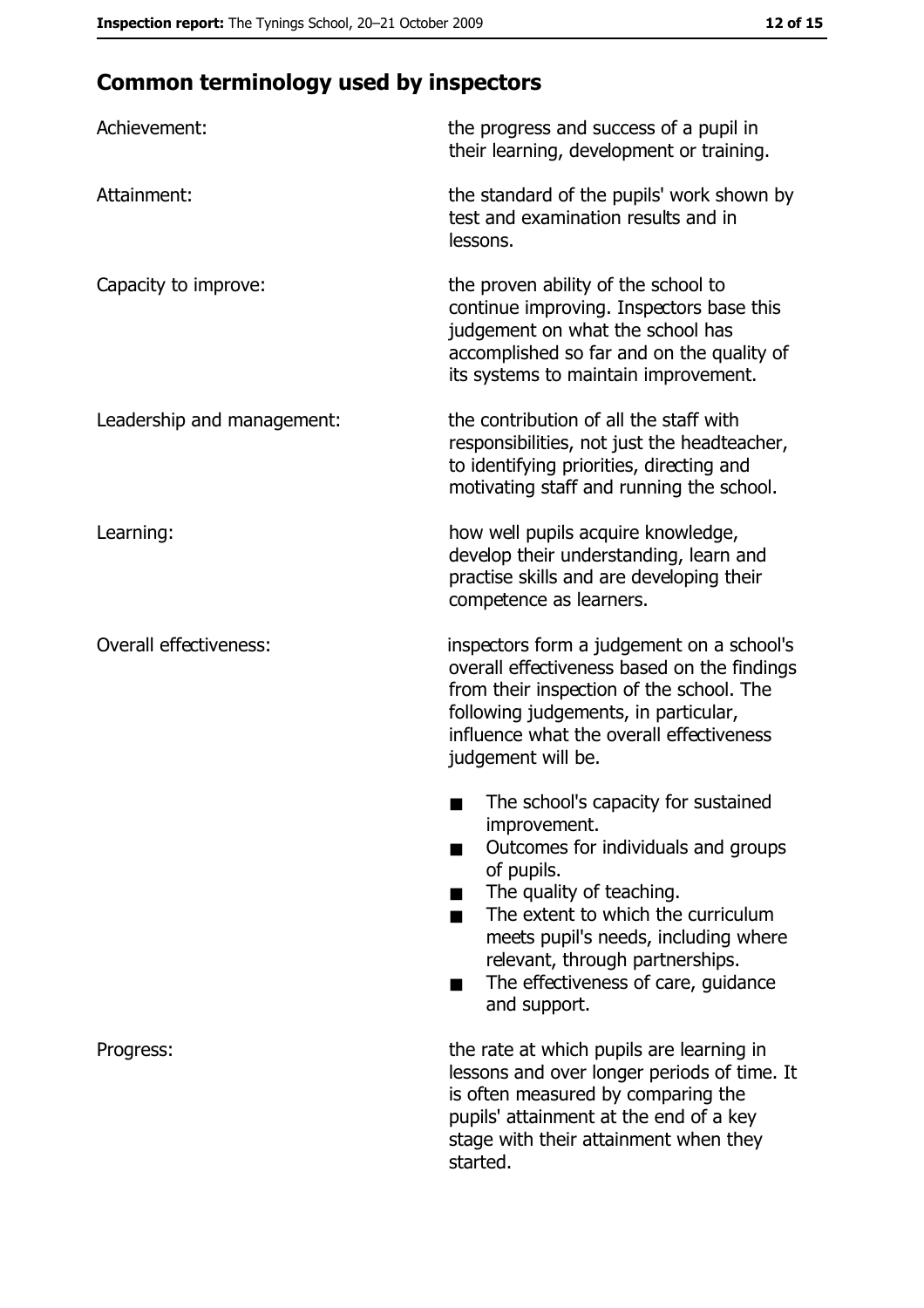## Common terminology used by inspectors

| | |
|---|---|
| Achievement: | the progress and success of a pupil in their learning, development or training. |
| Attainment: | the standard of the pupils' work shown by test and examination results and in lessons. |
| Capacity to improve: | the proven ability of the school to continue improving. Inspectors base this judgement on what the school has accomplished so far and on the quality of its systems to maintain improvement. |
| Leadership and management: | the contribution of all the staff with responsibilities, not just the headteacher, to identifying priorities, directing and motivating staff and running the school. |
| Learning: | how well pupils acquire knowledge, develop their understanding, learn and practise skills and are developing their competence as learners. |
| Overall effectiveness: | inspectors form a judgement on a school's overall effectiveness based on the findings from their inspection of the school. The following judgements, in particular, influence what the overall effectiveness judgement will be.<br>■ The school's capacity for sustained improvement.<br>■ Outcomes for individuals and groups of pupils.<br>■ The quality of teaching.<br>■ The extent to which the curriculum meets pupil's needs, including where relevant, through partnerships.<br>■ The effectiveness of care, guidance and support. |
| Progress: | the rate at which pupils are learning in lessons and over longer periods of time. It is often measured by comparing the pupils' attainment at the end of a key stage with their attainment when they started. |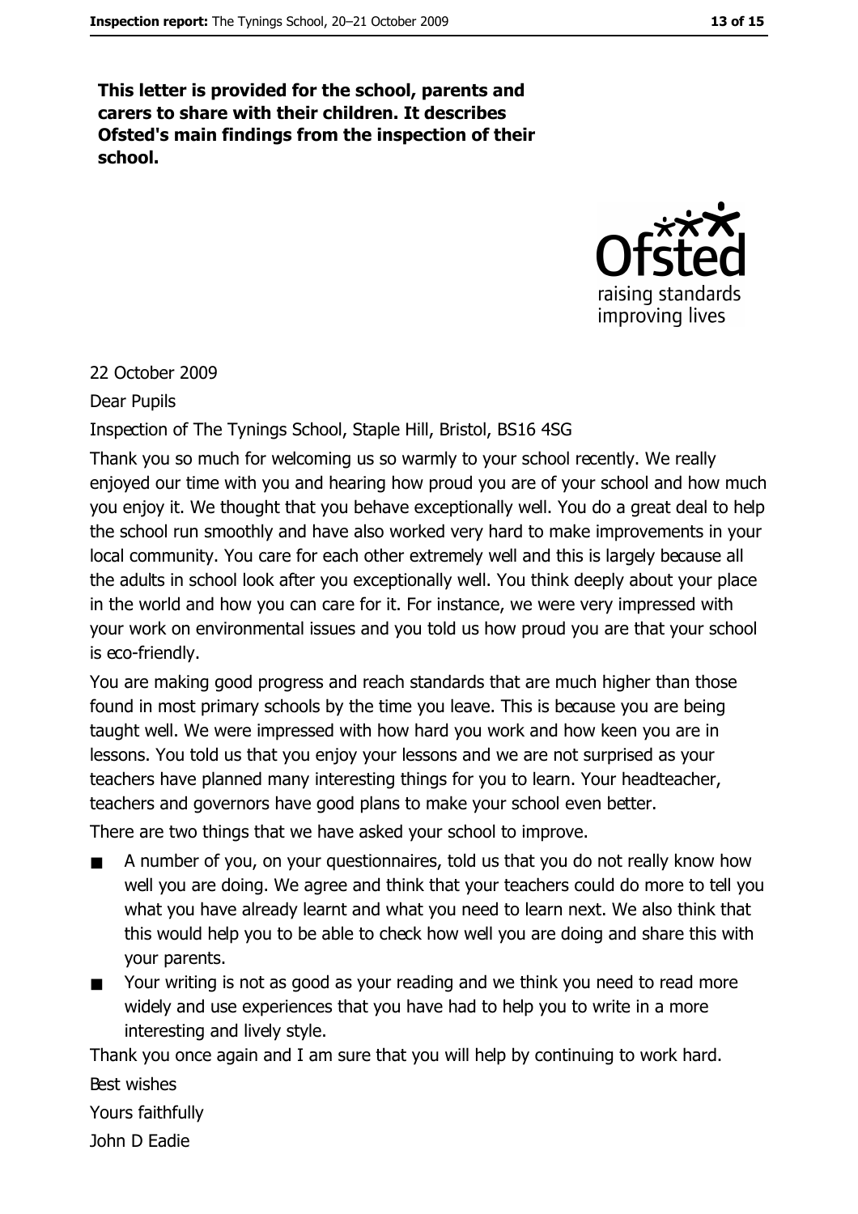**This letter is provided for the school, parents and carers to share with their children. It describes Ofsted's main findings from the inspection of their school.**

22 October 2009

Dear Pupils

Inspection of The Tynings School, Staple Hill, Bristol, BS16 4SG

Thank you so much for welcoming us so warmly to your school recently. We really enjoyed our time with you and hearing how proud you are of your school and how much you enjoy it. We thought that you behave exceptionally well. You do a great deal to help the school run smoothly and have also worked very hard to make improvements in your local community. You care for each other extremely well and this is largely because all the adults in school look after you exceptionally well. You think deeply about your place in the world and how you can care for it. For instance, we were very impressed with your work on environmental issues and you told us how proud you are that your school is eco-friendly.

You are making good progress and reach standards that are much higher than those found in most primary schools by the time you leave. This is because you are being taught well. We were impressed with how hard you work and how keen you are in lessons. You told us that you enjoy your lessons and we are not surprised as your teachers have planned many interesting things for you to learn. Your headteacher, teachers and governors have good plans to make your school even better.

There are two things that we have asked your school to improve.

- A number of you, on your questionnaires, told us that you do not really know how well you are doing. We agree and think that your teachers could do more to tell you what you have already learnt and what you need to learn next. We also think that this would help you to be able to check how well you are doing and share this with your parents.
- Your writing is not as good as your reading and we think you need to read more widely and use experiences that you have had to help you to write in a more interesting and lively style.

Thank you once again and I am sure that you will help by continuing to work hard.

Best wishes

Yours faithfully

John D Eadie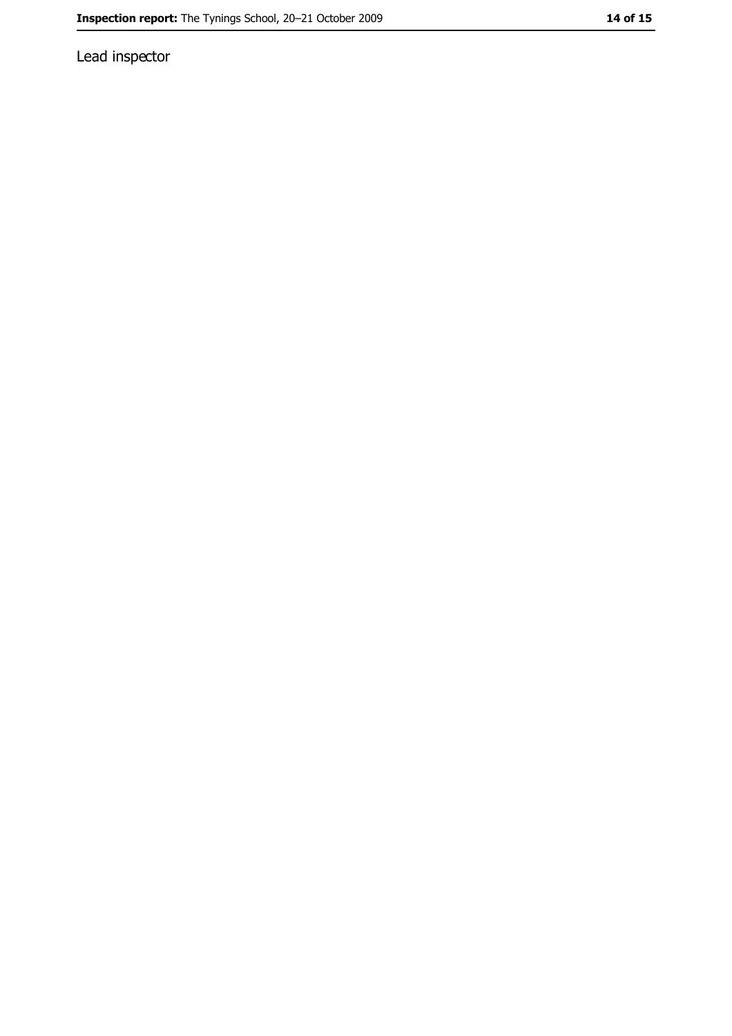Lead inspector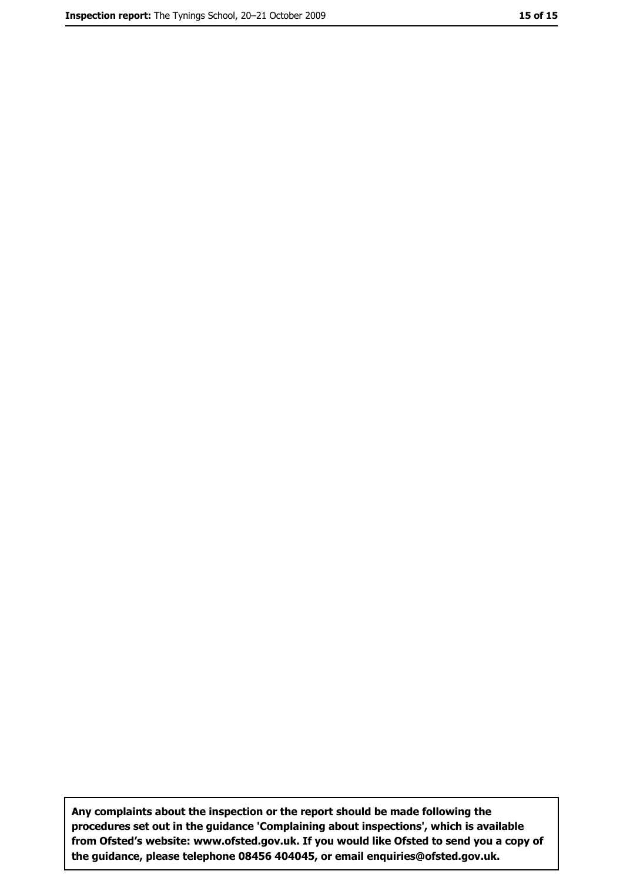**Any complaints about the inspection or the report should be made following the procedures set out in the guidance 'Complaining about inspections', which is available from Ofsted's website: www.ofsted.gov.uk. If you would like Ofsted to send you a copy of the guidance, please telephone 08456 404045, or email enquiries@ofsted.gov.uk.**